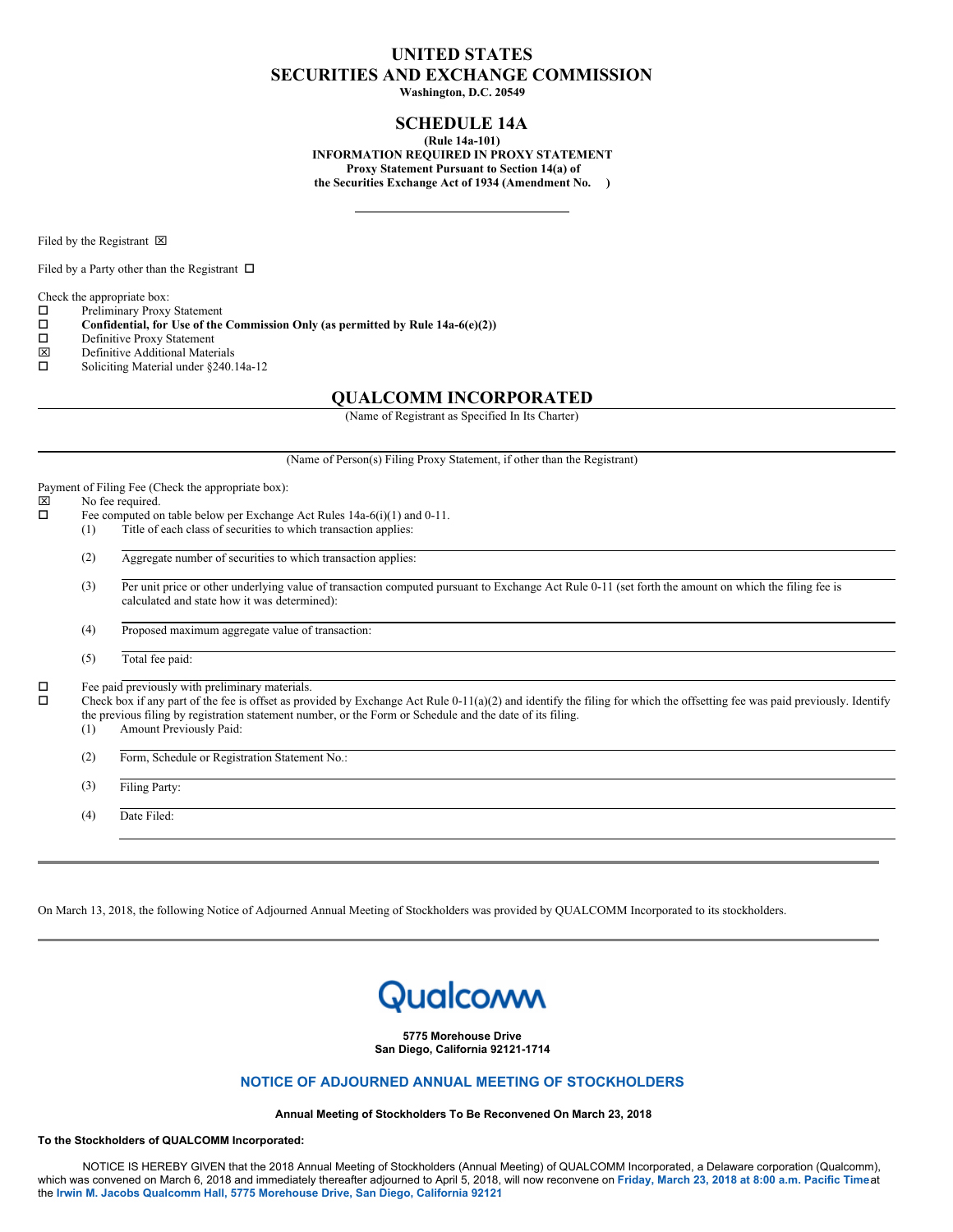# UNITED STATES
# SECURITIES AND EXCHANGE COMMISSION

**Washington, D.C. 20549**

## SCHEDULE 14A

**(Rule 14a-101)**
**INFORMATION REQUIRED IN PROXY STATEMENT**
**Proxy Statement Pursuant to Section 14(a) of**
**the Securities Exchange Act of 1934 (Amendment No. )**

Filed by the Registrant ☒

Filed by a Party other than the Registrant ☐

Check the appropriate box:

☐ Preliminary Proxy Statement
☐ **Confidential, for Use of the Commission Only (as permitted by Rule 14a-6(e)(2))**
☐ Definitive Proxy Statement
☒ Definitive Additional Materials
☐ Soliciting Material under §240.14a-12

## QUALCOMM INCORPORATED

(Name of Registrant as Specified In Its Charter)

(Name of Person(s) Filing Proxy Statement, if other than the Registrant)

Payment of Filing Fee (Check the appropriate box):

☒ No fee required.
☐ Fee computed on table below per Exchange Act Rules 14a-6(i)(1) and 0-11.

(1) Title of each class of securities to which transaction applies:

(2) Aggregate number of securities to which transaction applies:

(3) Per unit price or other underlying value of transaction computed pursuant to Exchange Act Rule 0-11 (set forth the amount on which the filing fee is calculated and state how it was determined):

(4) Proposed maximum aggregate value of transaction:

(5) Total fee paid:

☐ Fee paid previously with preliminary materials.
☐ Check box if any part of the fee is offset as provided by Exchange Act Rule 0-11(a)(2) and identify the filing for which the offsetting fee was paid previously. Identify the previous filing by registration statement number, or the Form or Schedule and the date of its filing.

(1) Amount Previously Paid:

(2) Form, Schedule or Registration Statement No.:

(3) Filing Party:

(4) Date Filed:

---

On March 13, 2018, the following Notice of Adjourned Annual Meeting of Stockholders was provided by QUALCOMM Incorporated to its stockholders.

---

Qualcomm

**5775 Morehouse Drive**
**San Diego, California 92121-1714**

## NOTICE OF ADJOURNED ANNUAL MEETING OF STOCKHOLDERS

**Annual Meeting of Stockholders To Be Reconvened On March 23, 2018**

**To the Stockholders of QUALCOMM Incorporated:**

NOTICE IS HEREBY GIVEN that the 2018 Annual Meeting of Stockholders (Annual Meeting) of QUALCOMM Incorporated, a Delaware corporation (Qualcomm), which was convened on March 6, 2018 and immediately thereafter adjourned to April 5, 2018, will now reconvene on **Friday, March 23, 2018 at 8:00 a.m. Pacific Time** at the **Irwin M. Jacobs Qualcomm Hall, 5775 Morehouse Drive, San Diego, California 92121**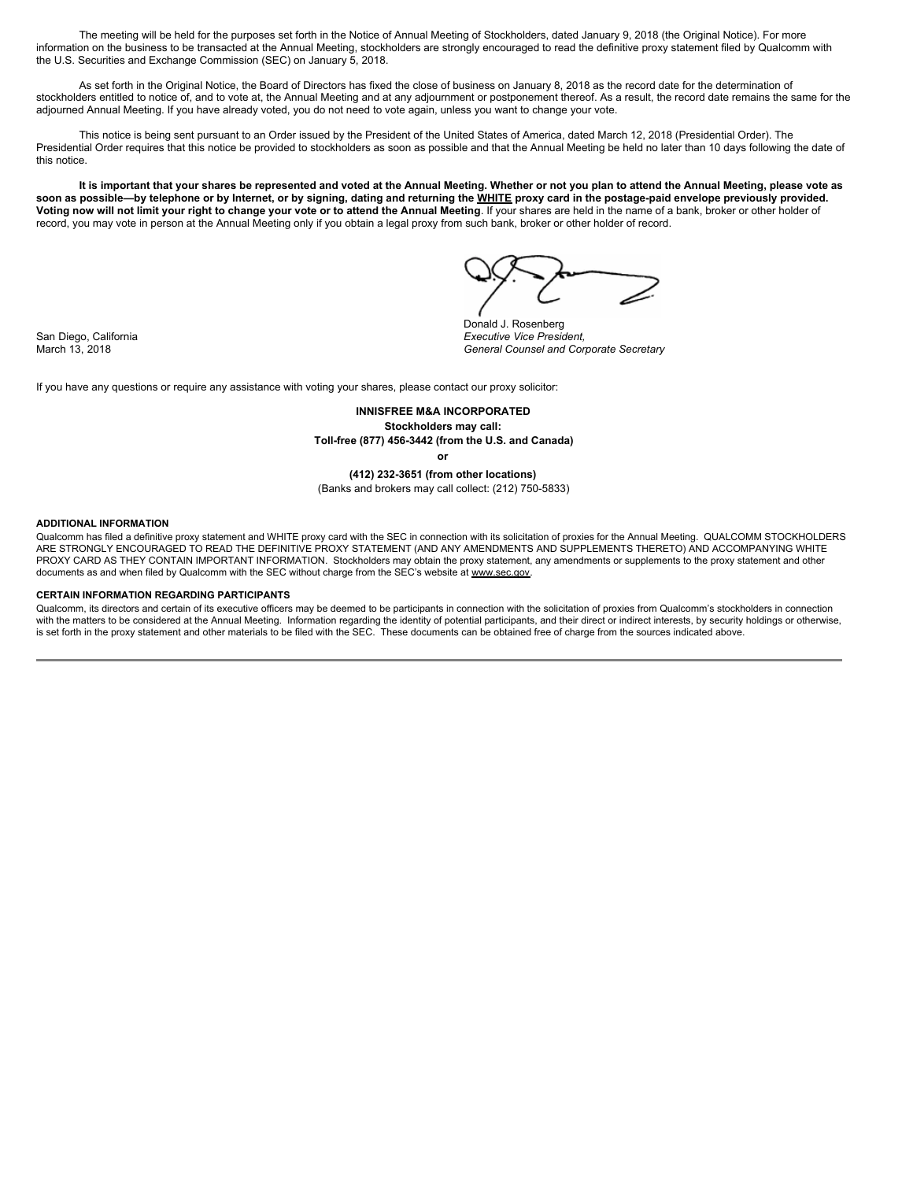The meeting will be held for the purposes set forth in the Notice of Annual Meeting of Stockholders, dated January 9, 2018 (the Original Notice). For more information on the business to be transacted at the Annual Meeting, stockholders are strongly encouraged to read the definitive proxy statement filed by Qualcomm with the U.S. Securities and Exchange Commission (SEC) on January 5, 2018.

As set forth in the Original Notice, the Board of Directors has fixed the close of business on January 8, 2018 as the record date for the determination of stockholders entitled to notice of, and to vote at, the Annual Meeting and at any adjournment or postponement thereof. As a result, the record date remains the same for the adjourned Annual Meeting. If you have already voted, you do not need to vote again, unless you want to change your vote.

This notice is being sent pursuant to an Order issued by the President of the United States of America, dated March 12, 2018 (Presidential Order). The Presidential Order requires that this notice be provided to stockholders as soon as possible and that the Annual Meeting be held no later than 10 days following the date of this notice.

**It is important that your shares be represented and voted at the Annual Meeting. Whether or not you plan to attend the Annual Meeting, please vote as soon as possible—by telephone or by Internet, or by signing, dating and returning the WHITE proxy card in the postage-paid envelope previously provided. Voting now will not limit your right to change your vote or to attend the Annual Meeting**. If your shares are held in the name of a bank, broker or other holder of record, you may vote in person at the Annual Meeting only if you obtain a legal proxy from such bank, broker or other holder of record.

San Diego, California
March 13, 2018

Donald J. Rosenberg
*Executive Vice President,*
*General Counsel and Corporate Secretary*

If you have any questions or require any assistance with voting your shares, please contact our proxy solicitor:

**INNISFREE M&A INCORPORATED**
**Stockholders may call:**
**Toll-free (877) 456-3442 (from the U.S. and Canada)**
**or**
**(412) 232-3651 (from other locations)**
(Banks and brokers may call collect: (212) 750-5833)

**ADDITIONAL INFORMATION**

Qualcomm has filed a definitive proxy statement and WHITE proxy card with the SEC in connection with its solicitation of proxies for the Annual Meeting. QUALCOMM STOCKHOLDERS ARE STRONGLY ENCOURAGED TO READ THE DEFINITIVE PROXY STATEMENT (AND ANY AMENDMENTS AND SUPPLEMENTS THERETO) AND ACCOMPANYING WHITE PROXY CARD AS THEY CONTAIN IMPORTANT INFORMATION. Stockholders may obtain the proxy statement, any amendments or supplements to the proxy statement and other documents as and when filed by Qualcomm with the SEC without charge from the SEC's website at www.sec.gov.

**CERTAIN INFORMATION REGARDING PARTICIPANTS**

Qualcomm, its directors and certain of its executive officers may be deemed to be participants in connection with the solicitation of proxies from Qualcomm's stockholders in connection with the matters to be considered at the Annual Meeting. Information regarding the identity of potential participants, and their direct or indirect interests, by security holdings or otherwise, is set forth in the proxy statement and other materials to be filed with the SEC. These documents can be obtained free of charge from the sources indicated above.